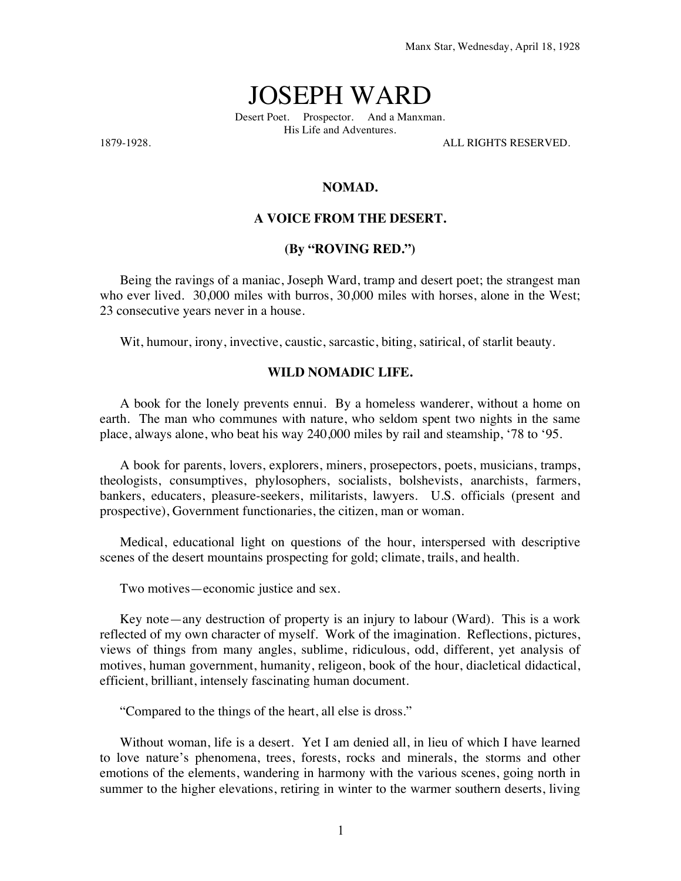Manx Star, Wednesday, April 18, 1928

# JOSEPH WARD

Desert Poet. Prospector. And a Manxman.
His Life and Adventures.

1879-1928. ALL RIGHTS RESERVED.

### NOMAD.

### A VOICE FROM THE DESERT.

### (By "ROVING RED.")

Being the ravings of a maniac, Joseph Ward, tramp and desert poet; the strangest man who ever lived. 30,000 miles with burros, 30,000 miles with horses, alone in the West; 23 consecutive years never in a house.

Wit, humour, irony, invective, caustic, sarcastic, biting, satirical, of starlit beauty.

### WILD NOMADIC LIFE.

A book for the lonely prevents ennui. By a homeless wanderer, without a home on earth. The man who communes with nature, who seldom spent two nights in the same place, always alone, who beat his way 240,000 miles by rail and steamship, '78 to '95.

A book for parents, lovers, explorers, miners, prosepectors, poets, musicians, tramps, theologists, consumptives, phylosophers, socialists, bolshevists, anarchists, farmers, bankers, educaters, pleasure-seekers, militarists, lawyers. U.S. officials (present and prospective), Government functionaries, the citizen, man or woman.

Medical, educational light on questions of the hour, interspersed with descriptive scenes of the desert mountains prospecting for gold; climate, trails, and health.

Two motives—economic justice and sex.

Key note—any destruction of property is an injury to labour (Ward). This is a work reflected of my own character of myself. Work of the imagination. Reflections, pictures, views of things from many angles, sublime, ridiculous, odd, different, yet analysis of motives, human government, humanity, religeon, book of the hour, diacletical didactical, efficient, brilliant, intensely fascinating human document.

"Compared to the things of the heart, all else is dross."

Without woman, life is a desert. Yet I am denied all, in lieu of which I have learned to love nature's phenomena, trees, forests, rocks and minerals, the storms and other emotions of the elements, wandering in harmony with the various scenes, going north in summer to the higher elevations, retiring in winter to the warmer southern deserts, living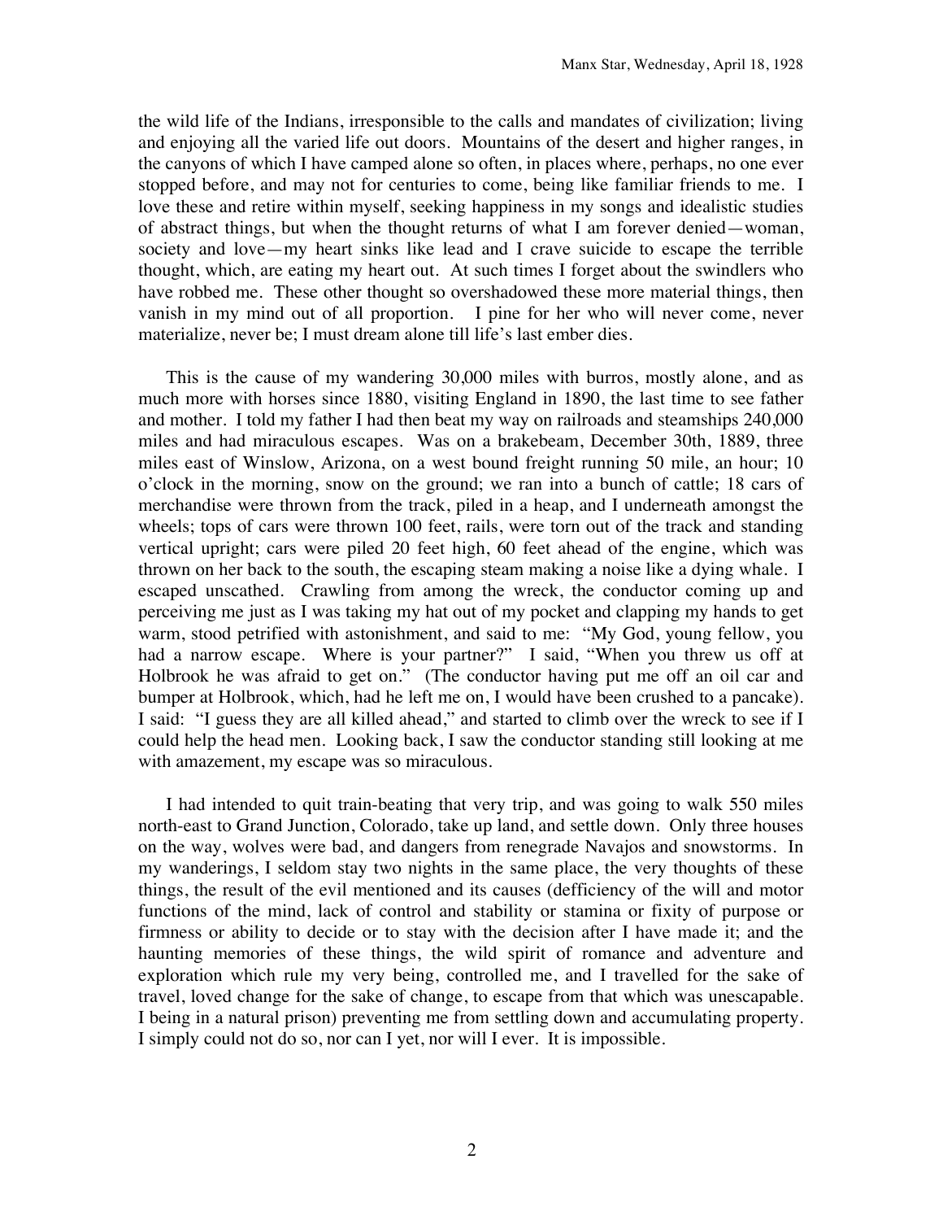the wild life of the Indians, irresponsible to the calls and mandates of civilization; living and enjoying all the varied life out doors. Mountains of the desert and higher ranges, in the canyons of which I have camped alone so often, in places where, perhaps, no one ever stopped before, and may not for centuries to come, being like familiar friends to me. I love these and retire within myself, seeking happiness in my songs and idealistic studies of abstract things, but when the thought returns of what I am forever denied—woman, society and love—my heart sinks like lead and I crave suicide to escape the terrible thought, which, are eating my heart out. At such times I forget about the swindlers who have robbed me. These other thought so overshadowed these more material things, then vanish in my mind out of all proportion. I pine for her who will never come, never materialize, never be; I must dream alone till life's last ember dies.

This is the cause of my wandering 30,000 miles with burros, mostly alone, and as much more with horses since 1880, visiting England in 1890, the last time to see father and mother. I told my father I had then beat my way on railroads and steamships 240,000 miles and had miraculous escapes. Was on a brakebeam, December 30th, 1889, three miles east of Winslow, Arizona, on a west bound freight running 50 mile, an hour; 10 o'clock in the morning, snow on the ground; we ran into a bunch of cattle; 18 cars of merchandise were thrown from the track, piled in a heap, and I underneath amongst the wheels; tops of cars were thrown 100 feet, rails, were torn out of the track and standing vertical upright; cars were piled 20 feet high, 60 feet ahead of the engine, which was thrown on her back to the south, the escaping steam making a noise like a dying whale. I escaped unscathed. Crawling from among the wreck, the conductor coming up and perceiving me just as I was taking my hat out of my pocket and clapping my hands to get warm, stood petrified with astonishment, and said to me: "My God, young fellow, you had a narrow escape. Where is your partner?" I said, "When you threw us off at Holbrook he was afraid to get on." (The conductor having put me off an oil car and bumper at Holbrook, which, had he left me on, I would have been crushed to a pancake). I said: "I guess they are all killed ahead," and started to climb over the wreck to see if I could help the head men. Looking back, I saw the conductor standing still looking at me with amazement, my escape was so miraculous.

I had intended to quit train-beating that very trip, and was going to walk 550 miles north-east to Grand Junction, Colorado, take up land, and settle down. Only three houses on the way, wolves were bad, and dangers from renegrade Navajos and snowstorms. In my wanderings, I seldom stay two nights in the same place, the very thoughts of these things, the result of the evil mentioned and its causes (defficiency of the will and motor functions of the mind, lack of control and stability or stamina or fixity of purpose or firmness or ability to decide or to stay with the decision after I have made it; and the haunting memories of these things, the wild spirit of romance and adventure and exploration which rule my very being, controlled me, and I travelled for the sake of travel, loved change for the sake of change, to escape from that which was unescapable. I being in a natural prison) preventing me from settling down and accumulating property. I simply could not do so, nor can I yet, nor will I ever. It is impossible.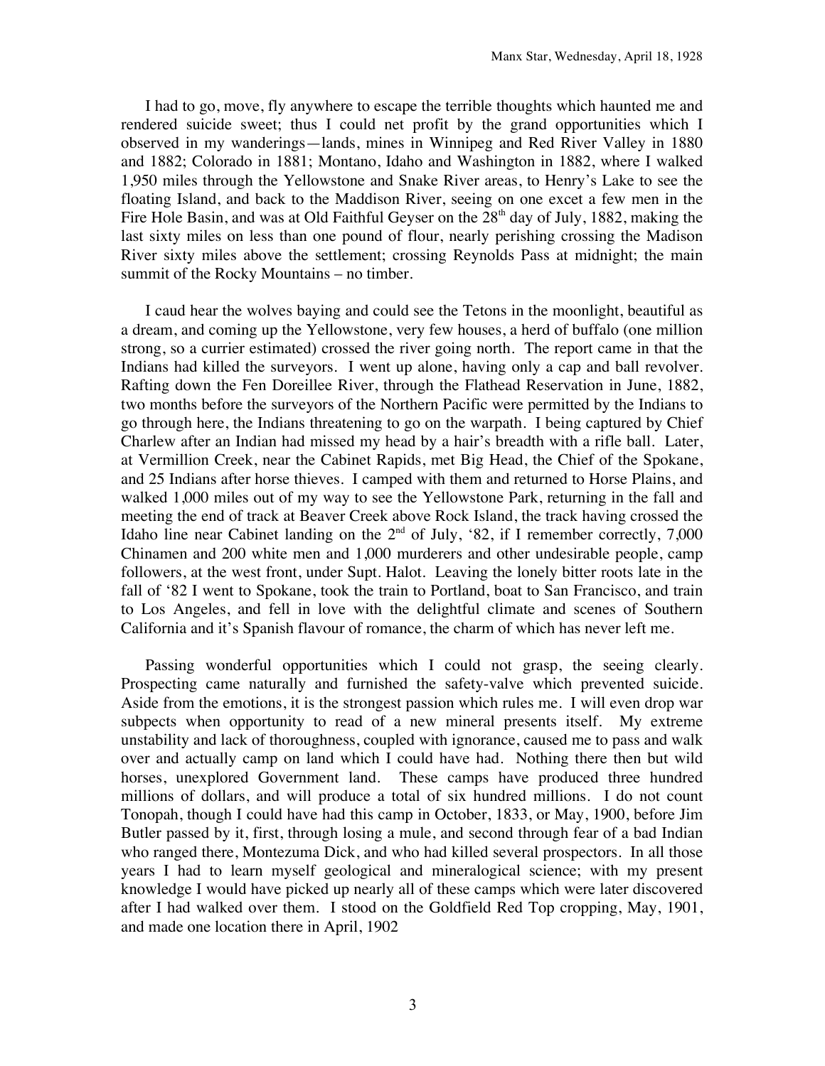I had to go, move, fly anywhere to escape the terrible thoughts which haunted me and rendered suicide sweet; thus I could net profit by the grand opportunities which I observed in my wanderings—lands, mines in Winnipeg and Red River Valley in 1880 and 1882; Colorado in 1881; Montano, Idaho and Washington in 1882, where I walked 1,950 miles through the Yellowstone and Snake River areas, to Henry's Lake to see the floating Island, and back to the Maddison River, seeing on one excet a few men in the Fire Hole Basin, and was at Old Faithful Geyser on the 28th day of July, 1882, making the last sixty miles on less than one pound of flour, nearly perishing crossing the Madison River sixty miles above the settlement; crossing Reynolds Pass at midnight; the main summit of the Rocky Mountains – no timber.

I caud hear the wolves baying and could see the Tetons in the moonlight, beautiful as a dream, and coming up the Yellowstone, very few houses, a herd of buffalo (one million strong, so a currier estimated) crossed the river going north. The report came in that the Indians had killed the surveyors. I went up alone, having only a cap and ball revolver. Rafting down the Fen Doreillee River, through the Flathead Reservation in June, 1882, two months before the surveyors of the Northern Pacific were permitted by the Indians to go through here, the Indians threatening to go on the warpath. I being captured by Chief Charlew after an Indian had missed my head by a hair's breadth with a rifle ball. Later, at Vermillion Creek, near the Cabinet Rapids, met Big Head, the Chief of the Spokane, and 25 Indians after horse thieves. I camped with them and returned to Horse Plains, and walked 1,000 miles out of my way to see the Yellowstone Park, returning in the fall and meeting the end of track at Beaver Creek above Rock Island, the track having crossed the Idaho line near Cabinet landing on the 2nd of July, '82, if I remember correctly, 7,000 Chinamen and 200 white men and 1,000 murderers and other undesirable people, camp followers, at the west front, under Supt. Halot. Leaving the lonely bitter roots late in the fall of '82 I went to Spokane, took the train to Portland, boat to San Francisco, and train to Los Angeles, and fell in love with the delightful climate and scenes of Southern California and it's Spanish flavour of romance, the charm of which has never left me.

Passing wonderful opportunities which I could not grasp, the seeing clearly. Prospecting came naturally and furnished the safety-valve which prevented suicide. Aside from the emotions, it is the strongest passion which rules me. I will even drop war subpects when opportunity to read of a new mineral presents itself. My extreme unstability and lack of thoroughness, coupled with ignorance, caused me to pass and walk over and actually camp on land which I could have had. Nothing there then but wild horses, unexplored Government land. These camps have produced three hundred millions of dollars, and will produce a total of six hundred millions. I do not count Tonopah, though I could have had this camp in October, 1833, or May, 1900, before Jim Butler passed by it, first, through losing a mule, and second through fear of a bad Indian who ranged there, Montezuma Dick, and who had killed several prospectors. In all those years I had to learn myself geological and mineralogical science; with my present knowledge I would have picked up nearly all of these camps which were later discovered after I had walked over them. I stood on the Goldfield Red Top cropping, May, 1901, and made one location there in April, 1902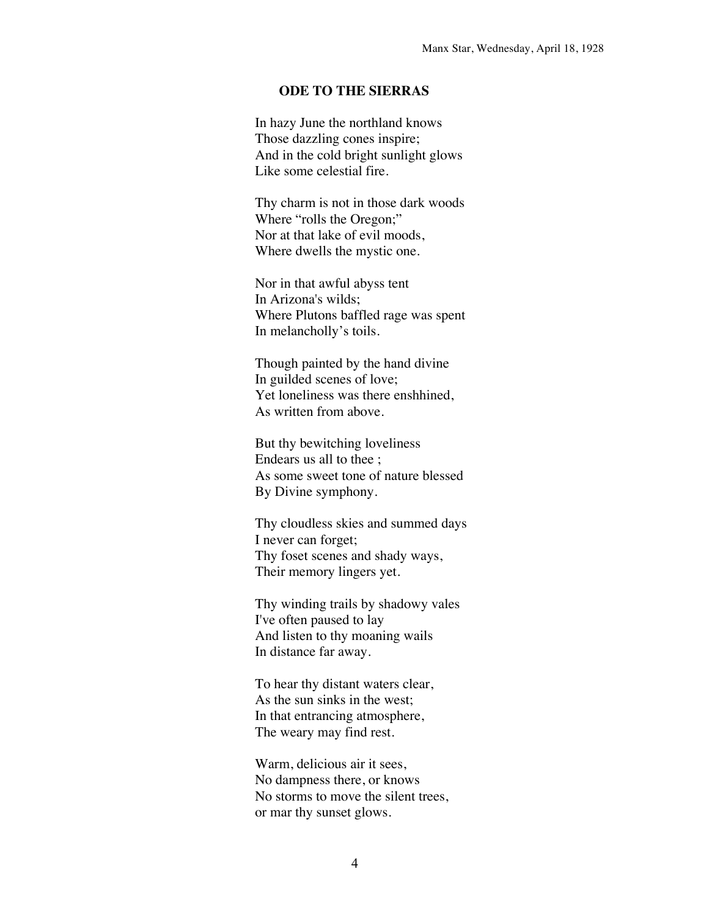Manx Star, Wednesday, April 18, 1928

## ODE TO THE SIERRAS

In hazy June the northland knows
Those dazzling cones inspire;
And in the cold bright sunlight glows
Like some celestial fire.

Thy charm is not in those dark woods
Where "rolls the Oregon;"
Nor at that lake of evil moods,
Where dwells the mystic one.

Nor in that awful abyss tent
In Arizona's wilds;
Where Plutons baffled rage was spent
In melancholly's toils.

Though painted by the hand divine
In guilded scenes of love;
Yet loneliness was there enshhined,
As written from above.

But thy bewitching loveliness
Endears us all to thee ;
As some sweet tone of nature blessed
By Divine symphony.

Thy cloudless skies and summed days
I never can forget;
Thy foset scenes and shady ways,
Their memory lingers yet.

Thy winding trails by shadowy vales
I've often paused to lay
And listen to thy moaning wails
In distance far away.

To hear thy distant waters clear,
As the sun sinks in the west;
In that entrancing atmosphere,
The weary may find rest.

Warm, delicious air it sees,
No dampness there, or knows
No storms to move the silent trees,
or mar thy sunset glows.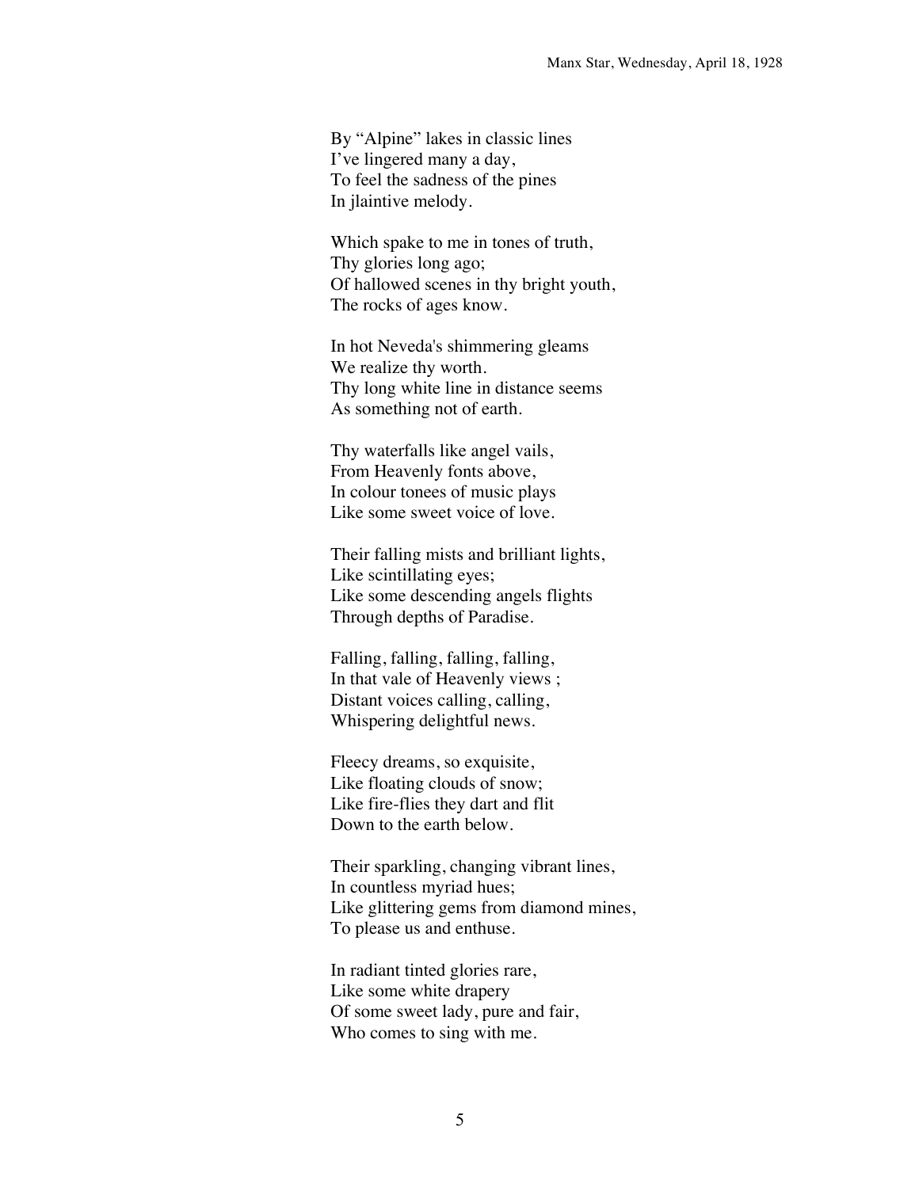By "Alpine" lakes in classic lines  
I've lingered many a day,  
To feel the sadness of the pines  
In jlaintive melody.

Which spake to me in tones of truth,  
Thy glories long ago;  
Of hallowed scenes in thy bright youth,  
The rocks of ages know.

In hot Neveda's shimmering gleams  
We realize thy worth.  
Thy long white line in distance seems  
As something not of earth.

Thy waterfalls like angel vails,  
From Heavenly fonts above,  
In colour tonees of music plays  
Like some sweet voice of love.

Their falling mists and brilliant lights,  
Like scintillating eyes;  
Like some descending angels flights  
Through depths of Paradise.

Falling, falling, falling, falling,  
In that vale of Heavenly views ;  
Distant voices calling, calling,  
Whispering delightful news.

Fleecy dreams, so exquisite,  
Like floating clouds of snow;  
Like fire-flies they dart and flit  
Down to the earth below.

Their sparkling, changing vibrant lines,  
In countless myriad hues;  
Like glittering gems from diamond mines,  
To please us and enthuse.

In radiant tinted glories rare,  
Like some white drapery  
Of some sweet lady, pure and fair,  
Who comes to sing with me.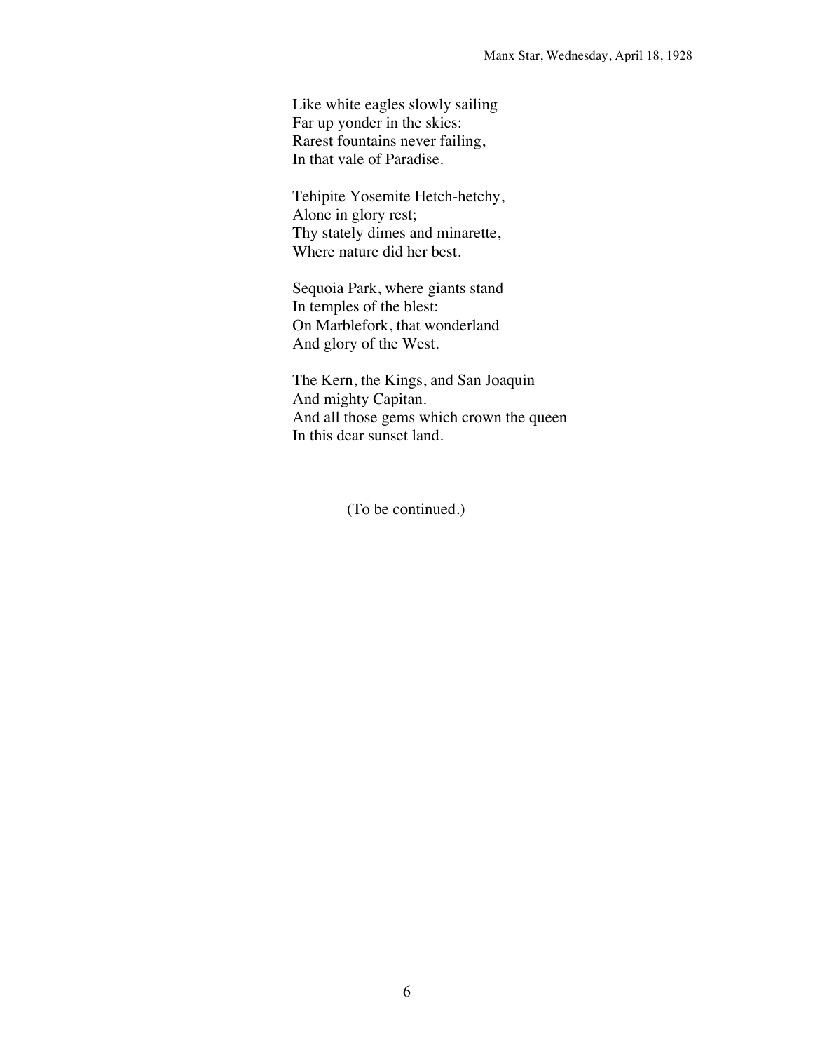Like white eagles slowly sailing
Far up yonder in the skies:
Rarest fountains never failing,
In that vale of Paradise.

Tehipite Yosemite Hetch-hetchy,
Alone in glory rest;
Thy stately dimes and minarette,
Where nature did her best.

Sequoia Park, where giants stand
In temples of the blest:
On Marblefork, that wonderland
And glory of the West.

The Kern, the Kings, and San Joaquin
And mighty Capitan.
And all those gems which crown the queen
In this dear sunset land.

(To be continued.)